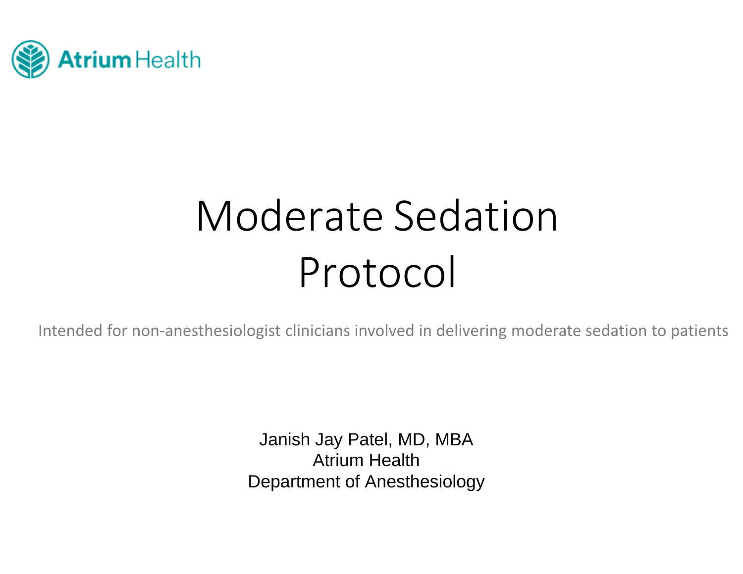Atrium Health

# Moderate Sedation Protocol

Intended for non-anesthesiologist clinicians involved in delivering moderate sedation to patients

Janish Jay Patel, MD, MBA
Atrium Health
Department of Anesthesiology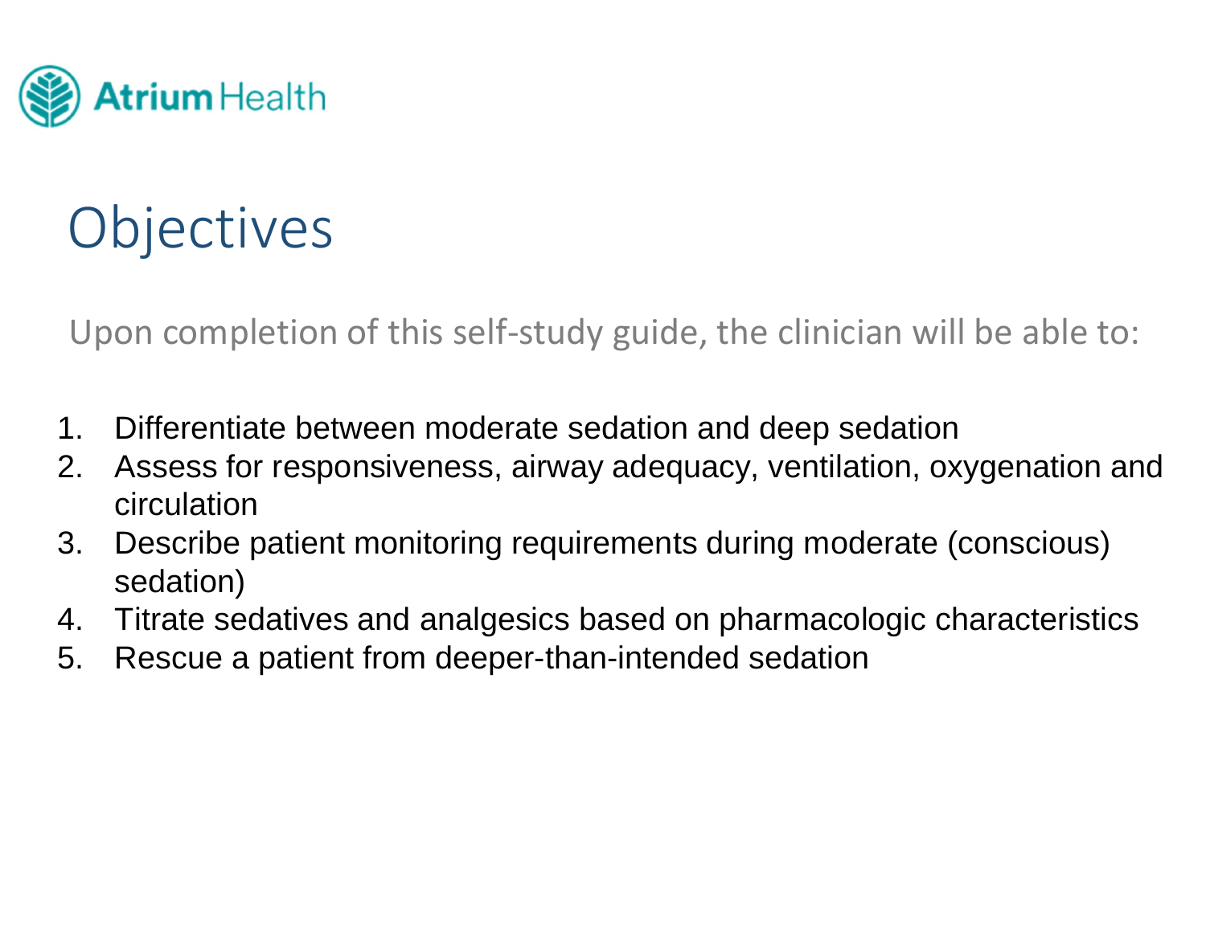# Objectives

Upon completion of this self-study guide, the clinician will be able to:

1. Differentiate between moderate sedation and deep sedation
2. Assess for responsiveness, airway adequacy, ventilation, oxygenation and circulation
3. Describe patient monitoring requirements during moderate (conscious) sedation)
4. Titrate sedatives and analgesics based on pharmacologic characteristics
5. Rescue a patient from deeper-than-intended sedation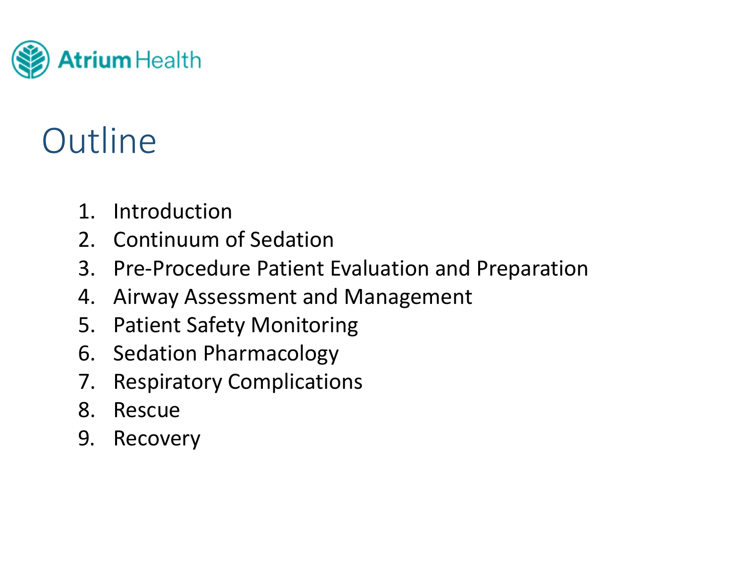# Outline

1. Introduction
2. Continuum of Sedation
3. Pre-Procedure Patient Evaluation and Preparation
4. Airway Assessment and Management
5. Patient Safety Monitoring
6. Sedation Pharmacology
7. Respiratory Complications
8. Rescue
9. Recovery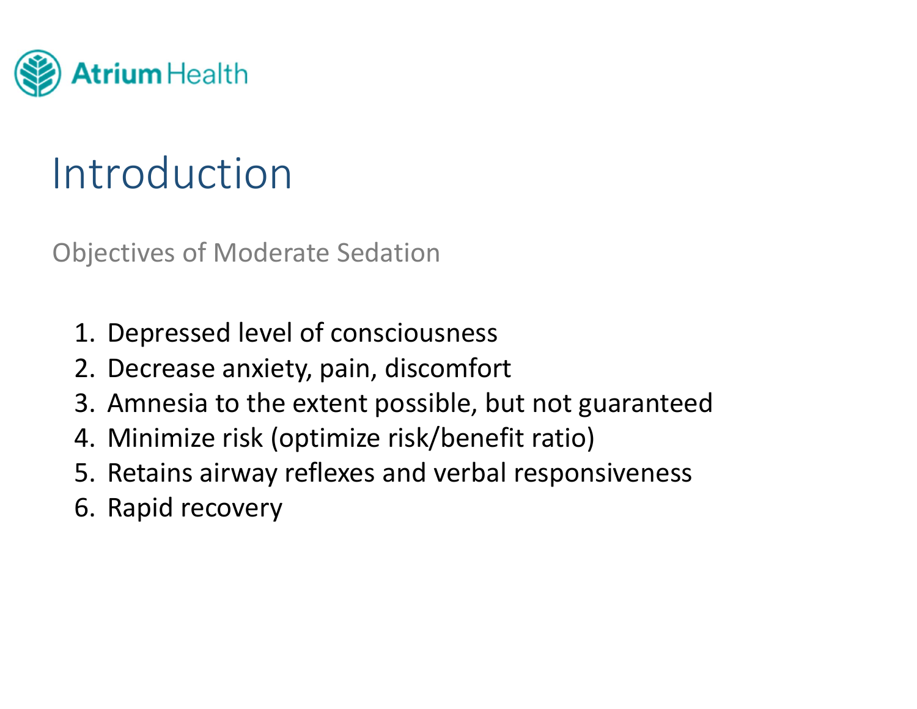# Introduction

## Objectives of Moderate Sedation

1. Depressed level of consciousness
2. Decrease anxiety, pain, discomfort
3. Amnesia to the extent possible, but not guaranteed
4. Minimize risk (optimize risk/benefit ratio)
5. Retains airway reflexes and verbal responsiveness
6. Rapid recovery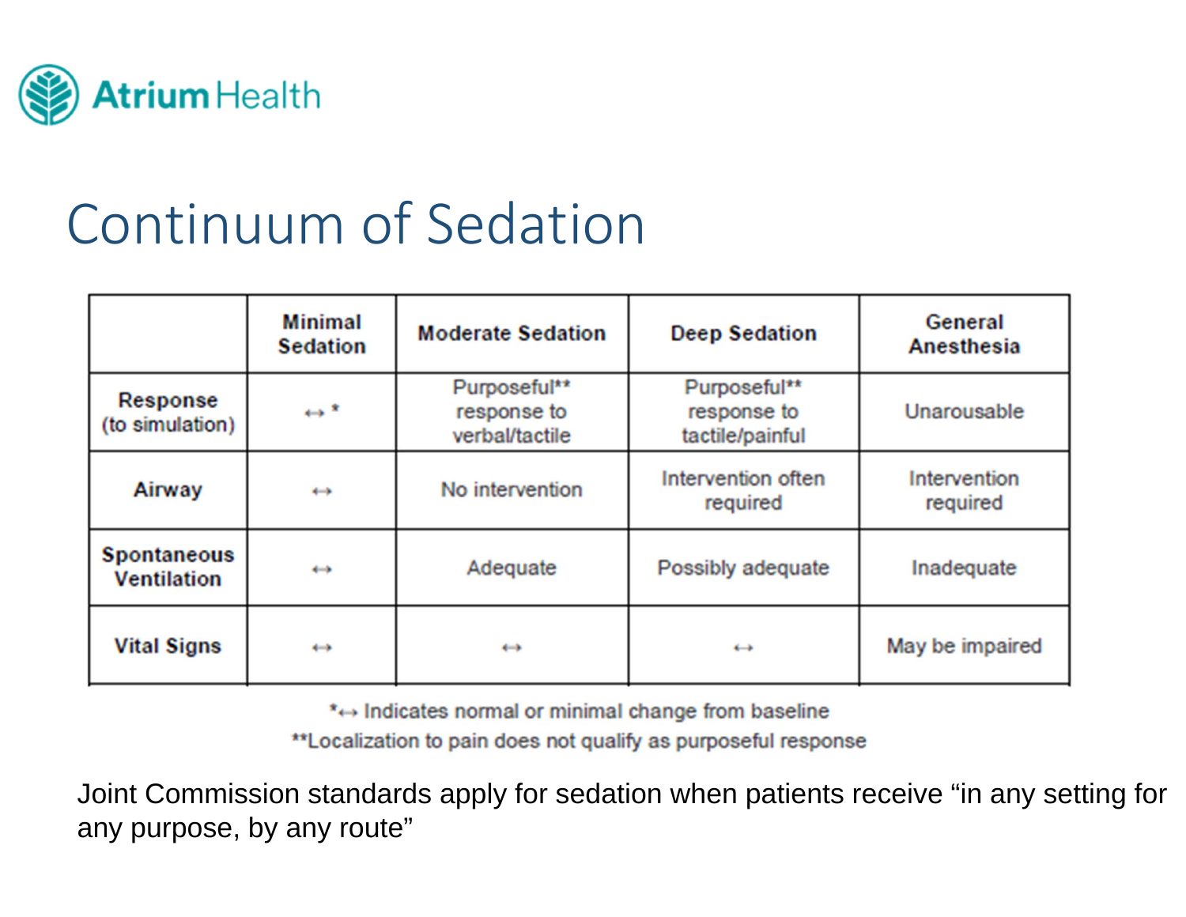# Continuum of Sedation

| | Minimal Sedation | Moderate Sedation | Deep Sedation | General Anesthesia |
|---|---|---|---|---|
| Response (to simulation) | ↔ * | Purposeful** response to verbal/tactile | Purposeful** response to tactile/painful | Unarousable |
| Airway | ↔ | No intervention | Intervention often required | Intervention required |
| Spontaneous Ventilation | ↔ | Adequate | Possibly adequate | Inadequate |
| Vital Signs | ↔ | ↔ | ↔ | May be impaired |

*↔ Indicates normal or minimal change from baseline

**Localization to pain does not qualify as purposeful response

Joint Commission standards apply for sedation when patients receive "in any setting for any purpose, by any route"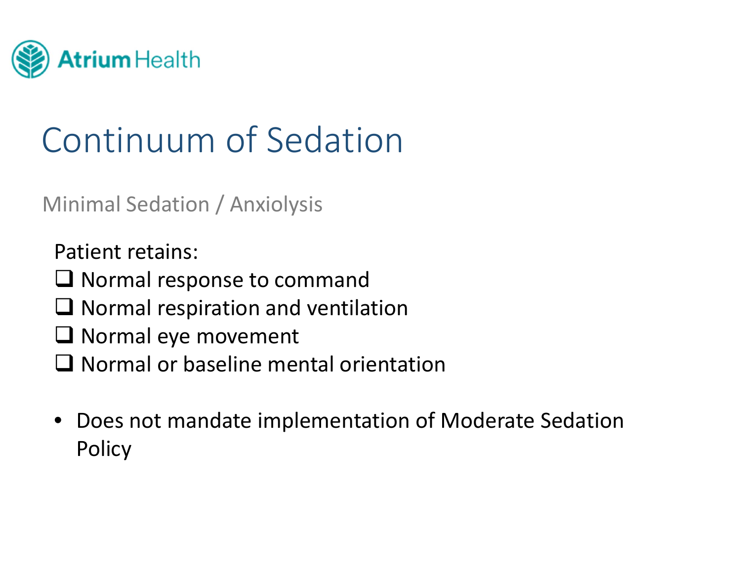# Continuum of Sedation

## Minimal Sedation / Anxiolysis

Patient retains:

- [ ] Normal response to command
- [ ] Normal respiration and ventilation
- [ ] Normal eye movement
- [ ] Normal or baseline mental orientation

- Does not mandate implementation of Moderate Sedation Policy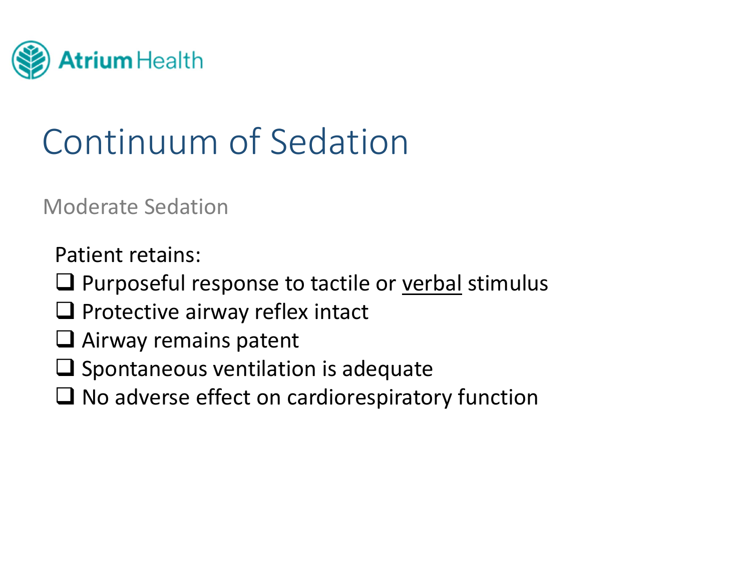# Continuum of Sedation

## Moderate Sedation

Patient retains:

- Purposeful response to tactile or verbal stimulus
- Protective airway reflex intact
- Airway remains patent
- Spontaneous ventilation is adequate
- No adverse effect on cardiorespiratory function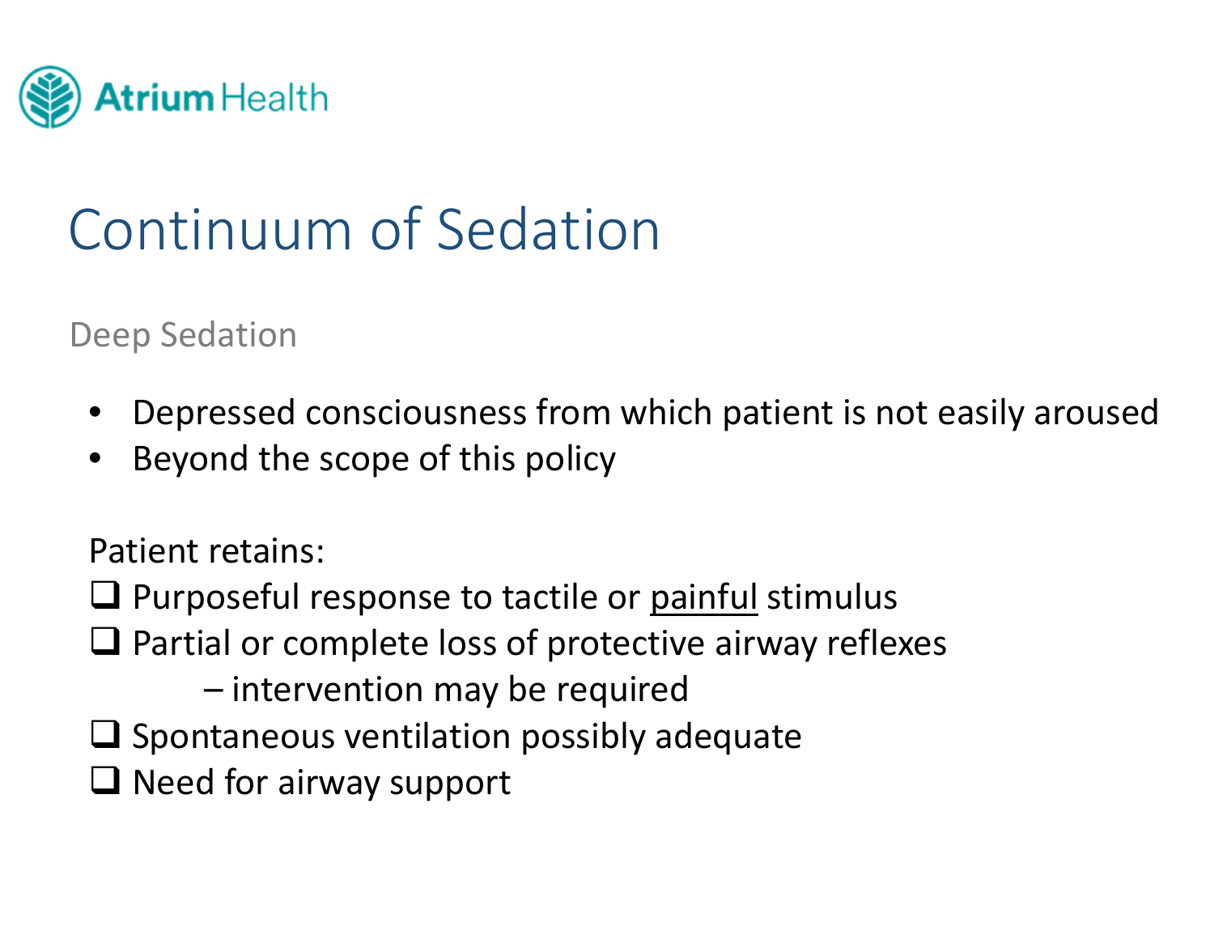# Continuum of Sedation

## Deep Sedation

- Depressed consciousness from which patient is not easily aroused
- Beyond the scope of this policy

Patient retains:

- ❑ Purposeful response to tactile or <u>painful</u> stimulus
- ❑ Partial or complete loss of protective airway reflexes
  – intervention may be required
- ❑ Spontaneous ventilation possibly adequate
- ❑ Need for airway support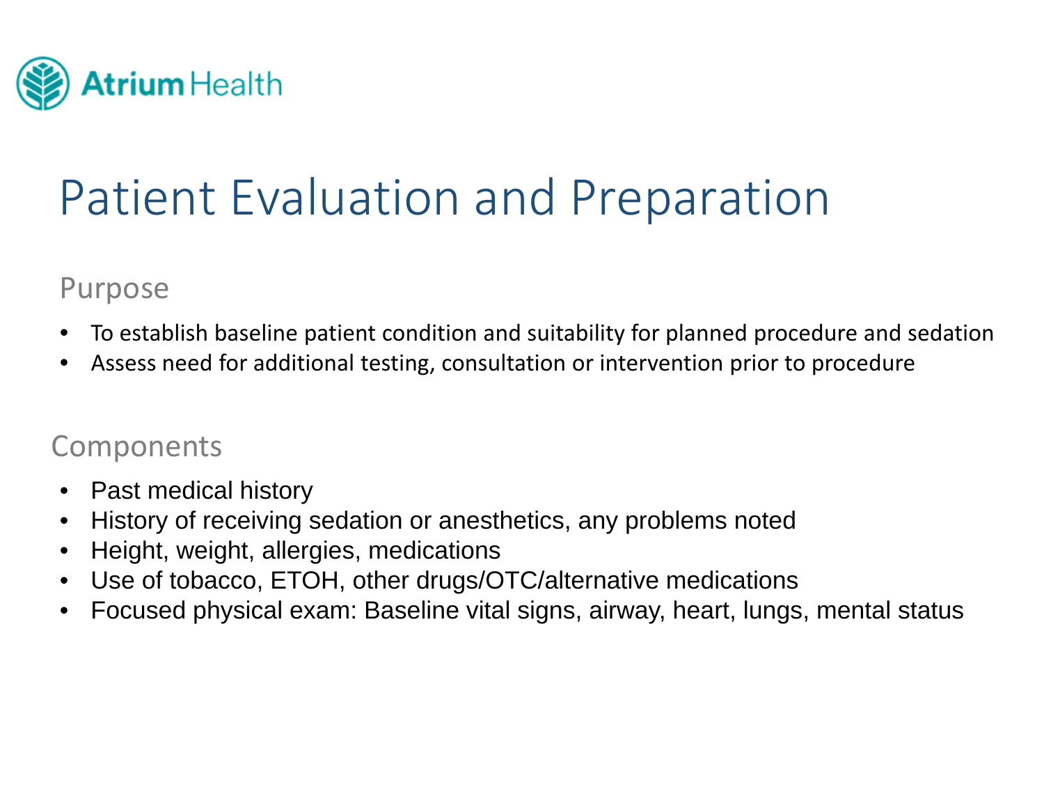# Patient Evaluation and Preparation

## Purpose

- To establish baseline patient condition and suitability for planned procedure and sedation
- Assess need for additional testing, consultation or intervention prior to procedure

## Components

- Past medical history
- History of receiving sedation or anesthetics, any problems noted
- Height, weight, allergies, medications
- Use of tobacco, ETOH, other drugs/OTC/alternative medications
- Focused physical exam: Baseline vital signs, airway, heart, lungs, mental status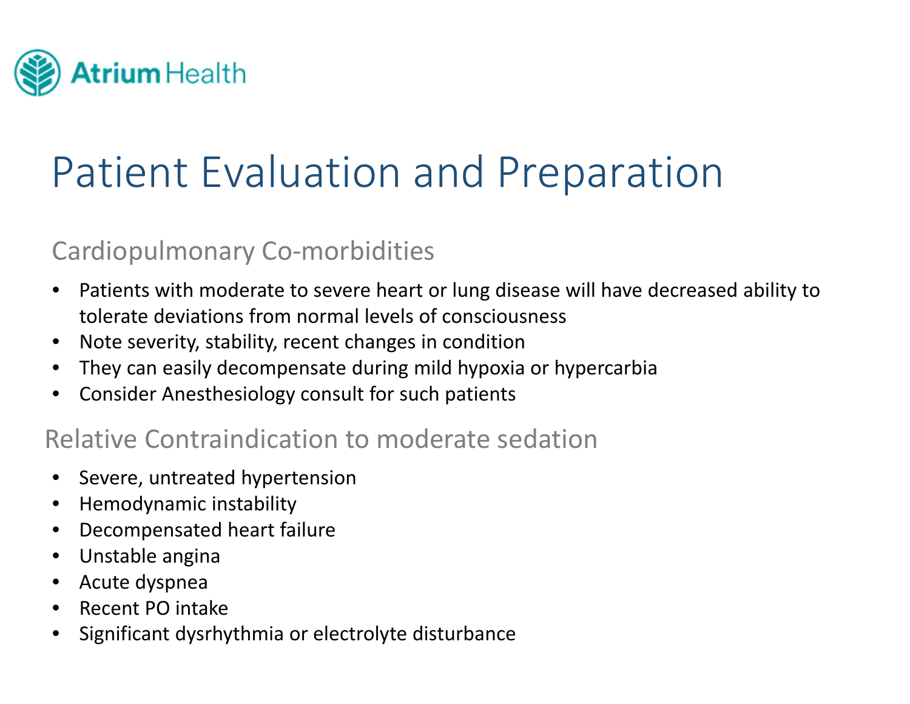# Patient Evaluation and Preparation

## Cardiopulmonary Co-morbidities

- Patients with moderate to severe heart or lung disease will have decreased ability to tolerate deviations from normal levels of consciousness
- Note severity, stability, recent changes in condition
- They can easily decompensate during mild hypoxia or hypercarbia
- Consider Anesthesiology consult for such patients

## Relative Contraindication to moderate sedation

- Severe, untreated hypertension
- Hemodynamic instability
- Decompensated heart failure
- Unstable angina
- Acute dyspnea
- Recent PO intake
- Significant dysrhythmia or electrolyte disturbance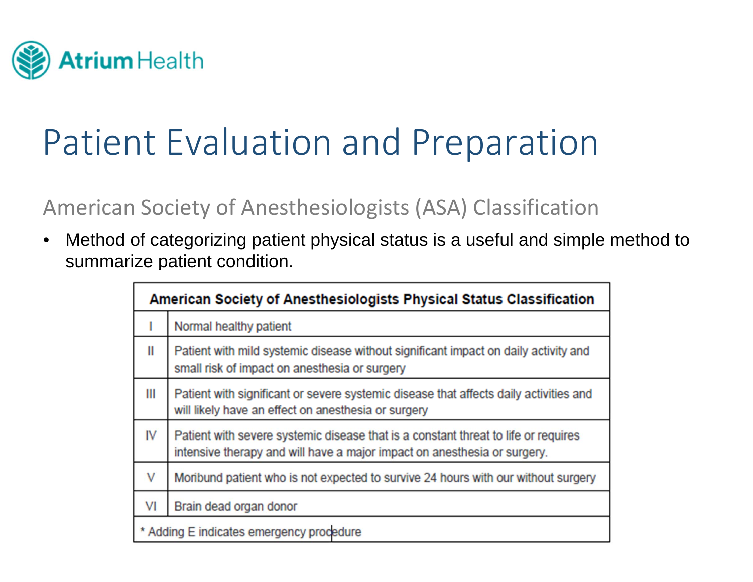# Patient Evaluation and Preparation

## American Society of Anesthesiologists (ASA) Classification

- Method of categorizing patient physical status is a useful and simple method to summarize patient condition.

| American Society of Anesthesiologists Physical Status Classification | |
|---|---|
| I | Normal healthy patient |
| II | Patient with mild systemic disease without significant impact on daily activity and small risk of impact on anesthesia or surgery |
| III | Patient with significant or severe systemic disease that affects daily activities and will likely have an effect on anesthesia or surgery |
| IV | Patient with severe systemic disease that is a constant threat to life or requires intensive therapy and will have a major impact on anesthesia or surgery. |
| V | Moribund patient who is not expected to survive 24 hours with our without surgery |
| VI | Brain dead organ donor |
| * Adding E indicates emergency procedure | |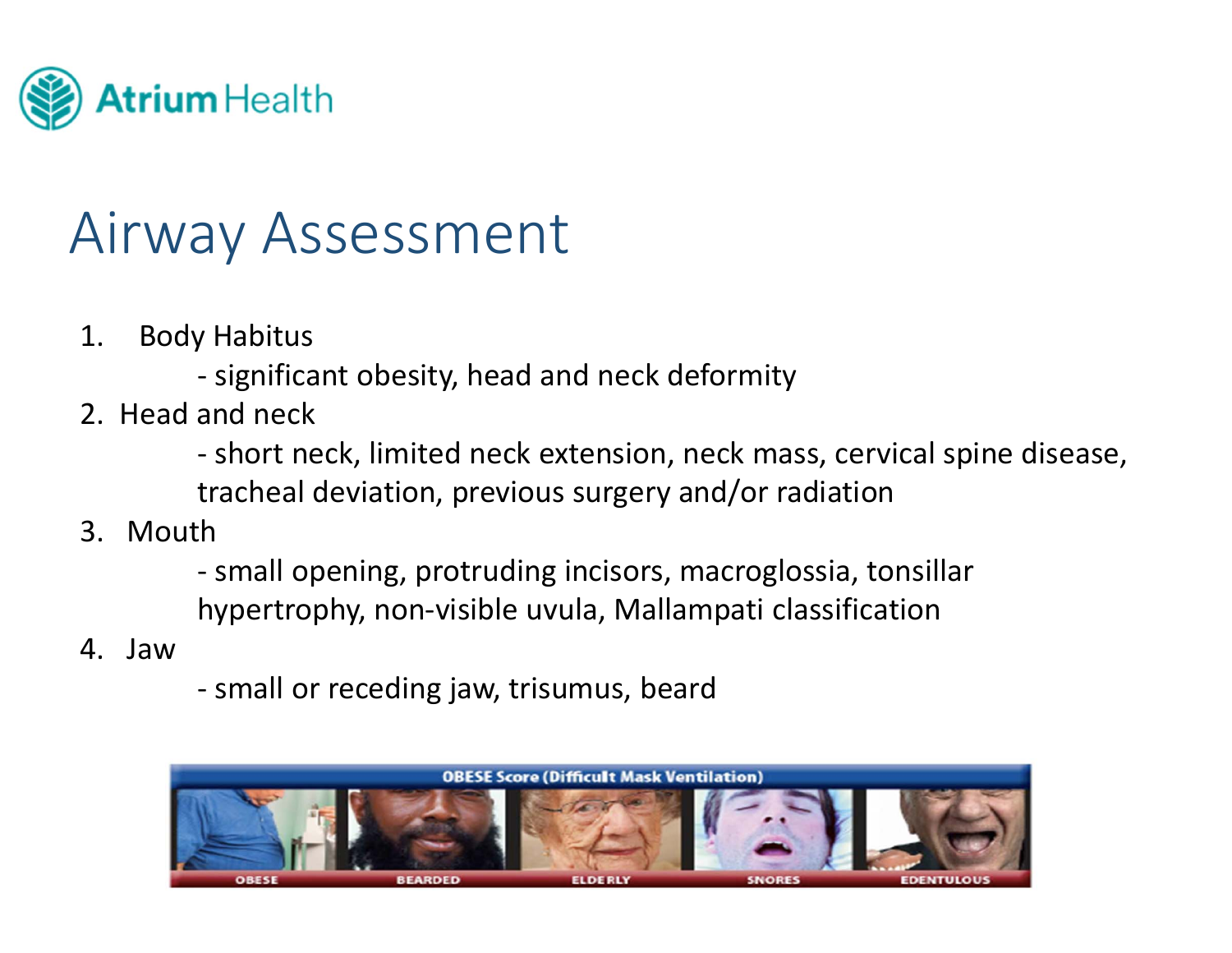# Airway Assessment

1. Body Habitus
   - significant obesity, head and neck deformity
2. Head and neck
   - short neck, limited neck extension, neck mass, cervical spine disease, tracheal deviation, previous surgery and/or radiation
3. Mouth
   - small opening, protruding incisors, macroglossia, tonsillar hypertrophy, non-visible uvula, Mallampati classification
4. Jaw
   - small or receding jaw, trisumus, beard

OBESE Score (Difficult Mask Ventilation)

OBESE BEARDED ELDERLY SNORES EDENTULOUS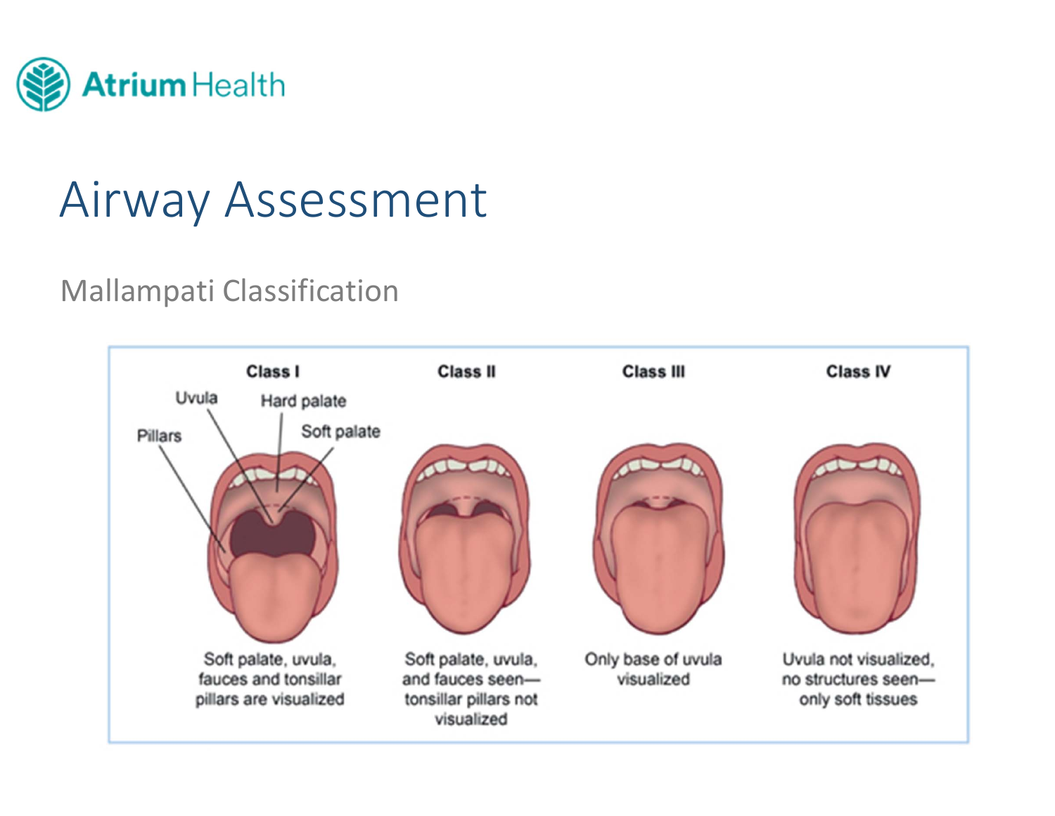# Airway Assessment

## Mallampati Classification

| Class I | Class II | Class III | Class IV |
| --- | --- | --- | --- |
| Soft palate, uvula, fauces and tonsillar pillars are visualized | Soft palate, uvula, and fauces seen—tonsillar pillars not visualized | Only base of uvula visualized | Uvula not visualized, no structures seen—only soft tissues |

Labels (Class I): Uvula, Hard palate, Soft palate, Pillars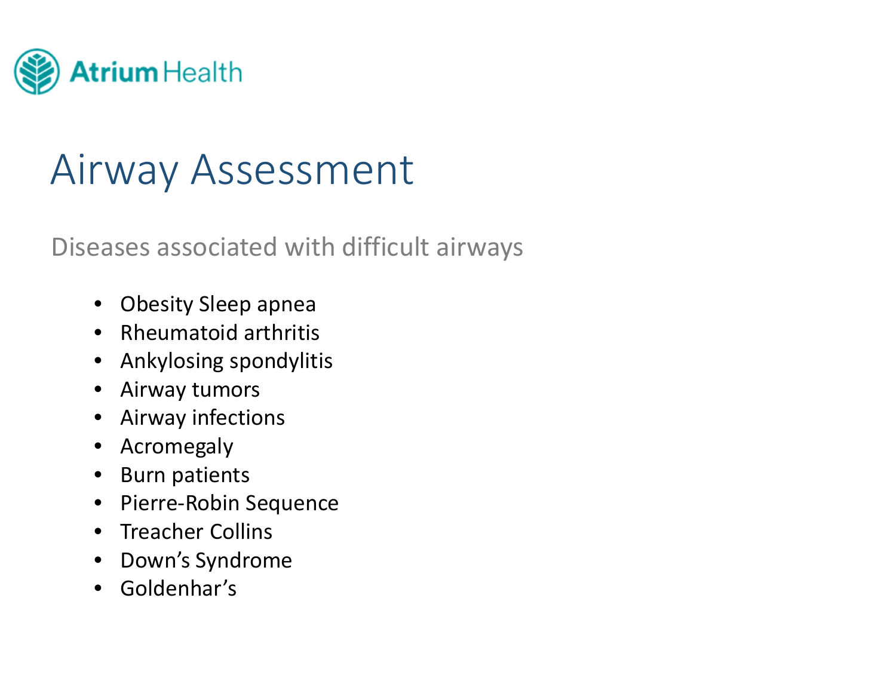# Airway Assessment

Diseases associated with difficult airways

- Obesity Sleep apnea
- Rheumatoid arthritis
- Ankylosing spondylitis
- Airway tumors
- Airway infections
- Acromegaly
- Burn patients
- Pierre-Robin Sequence
- Treacher Collins
- Down's Syndrome
- Goldenhar's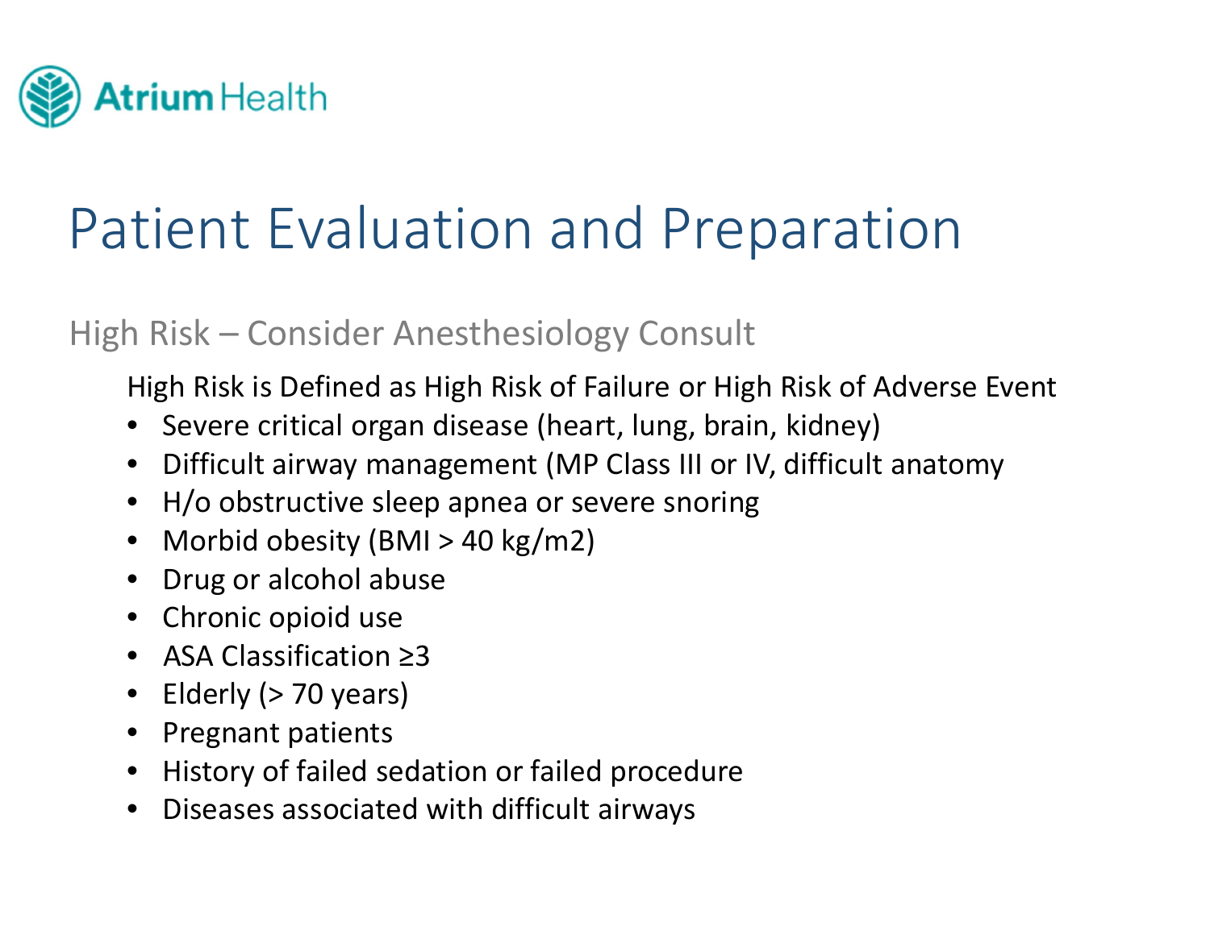# Patient Evaluation and Preparation

## High Risk – Consider Anesthesiology Consult

High Risk is Defined as High Risk of Failure or High Risk of Adverse Event

- Severe critical organ disease (heart, lung, brain, kidney)
- Difficult airway management (MP Class III or IV, difficult anatomy
- H/o obstructive sleep apnea or severe snoring
- Morbid obesity (BMI > 40 kg/m2)
- Drug or alcohol abuse
- Chronic opioid use
- ASA Classification ≥3
- Elderly (> 70 years)
- Pregnant patients
- History of failed sedation or failed procedure
- Diseases associated with difficult airways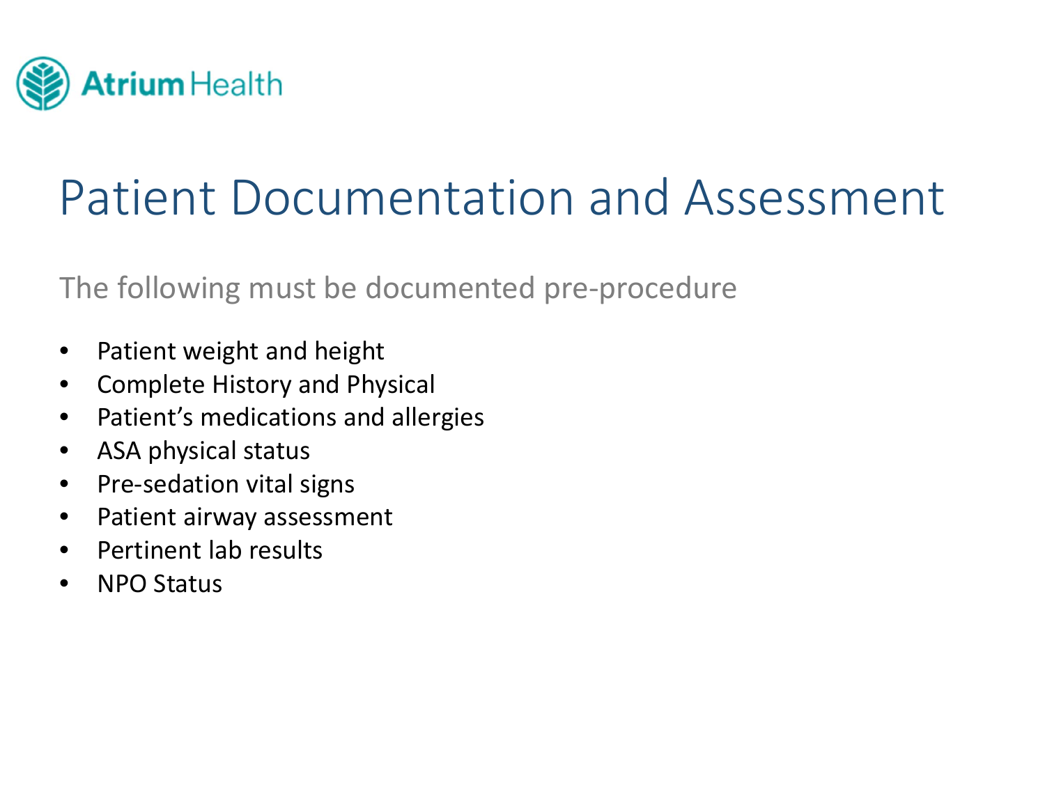# Patient Documentation and Assessment

The following must be documented pre-procedure

- Patient weight and height
- Complete History and Physical
- Patient's medications and allergies
- ASA physical status
- Pre-sedation vital signs
- Patient airway assessment
- Pertinent lab results
- NPO Status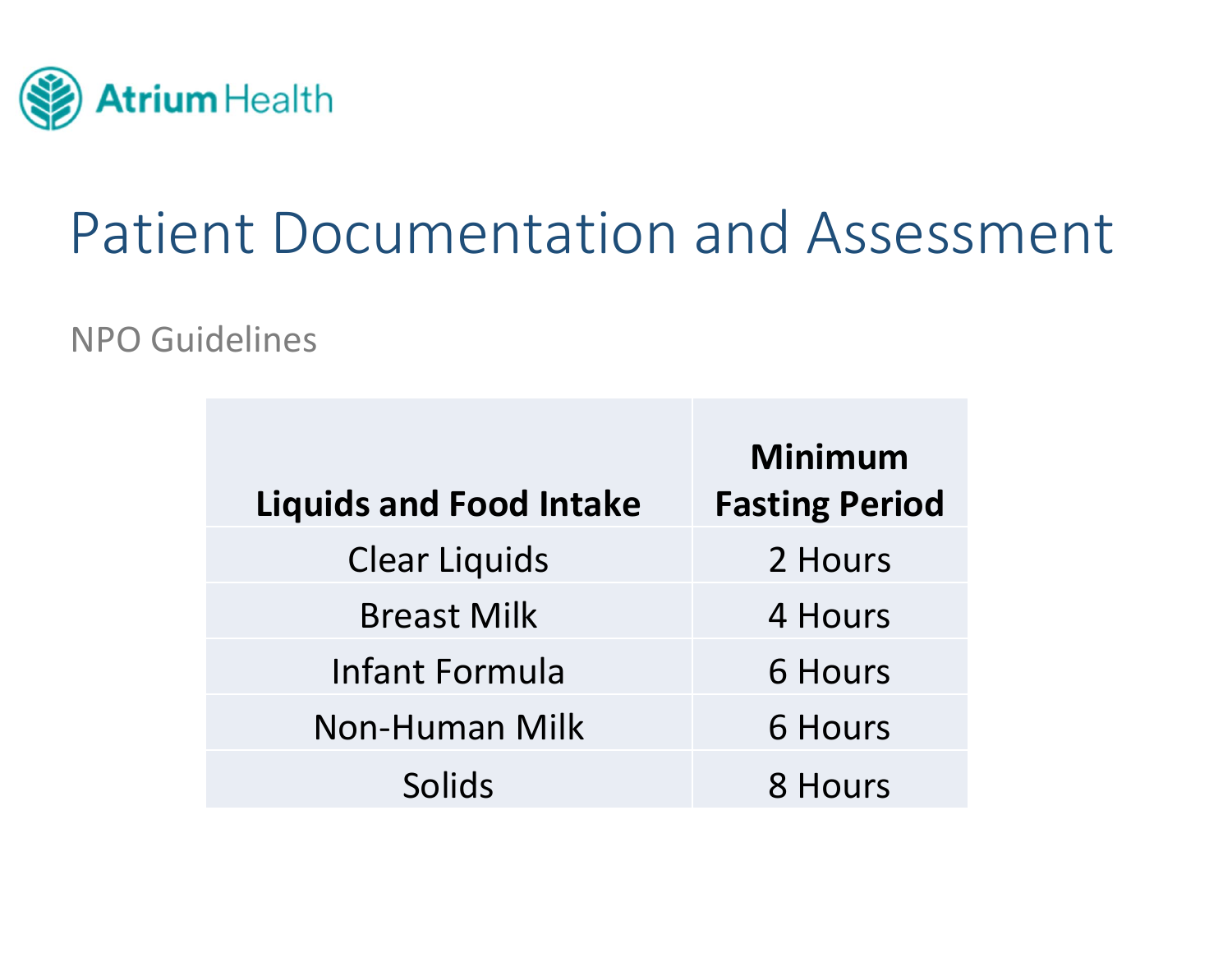# Patient Documentation and Assessment

NPO Guidelines

| Liquids and Food Intake | Minimum Fasting Period |
|---|---|
| Clear Liquids | 2 Hours |
| Breast Milk | 4 Hours |
| Infant Formula | 6 Hours |
| Non-Human Milk | 6 Hours |
| Solids | 8 Hours |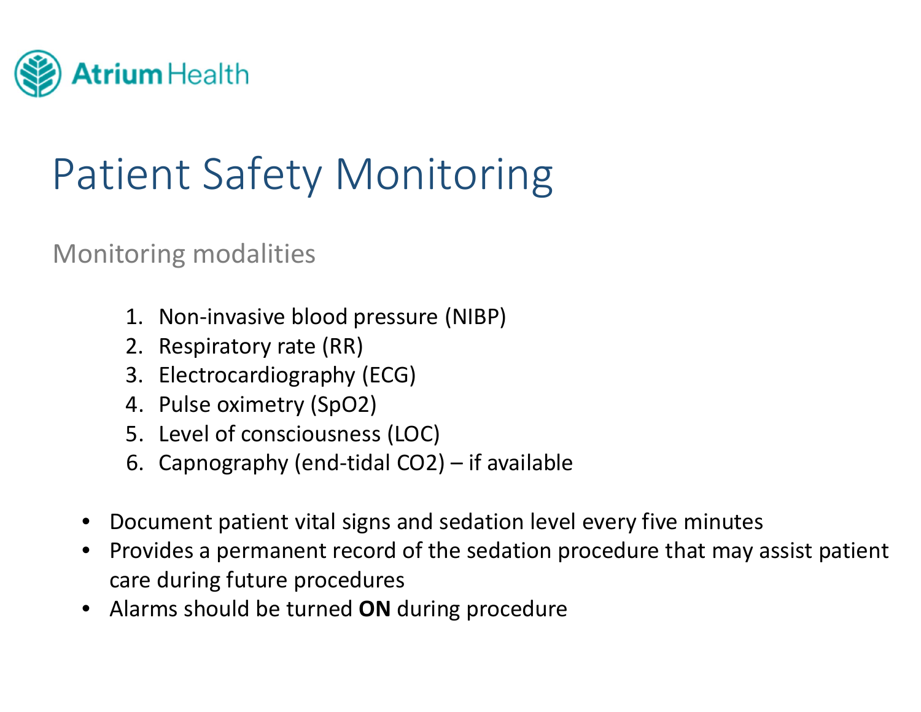Atrium Health

# Patient Safety Monitoring

## Monitoring modalities

1. Non-invasive blood pressure (NIBP)
2. Respiratory rate (RR)
3. Electrocardiography (ECG)
4. Pulse oximetry ($SpO_2$)
5. Level of consciousness (LOC)
6. Capnography (end-tidal $CO_2$) – if available

- Document patient vital signs and sedation level every five minutes
- Provides a permanent record of the sedation procedure that may assist patient care during future procedures
- Alarms should be turned **ON** during procedure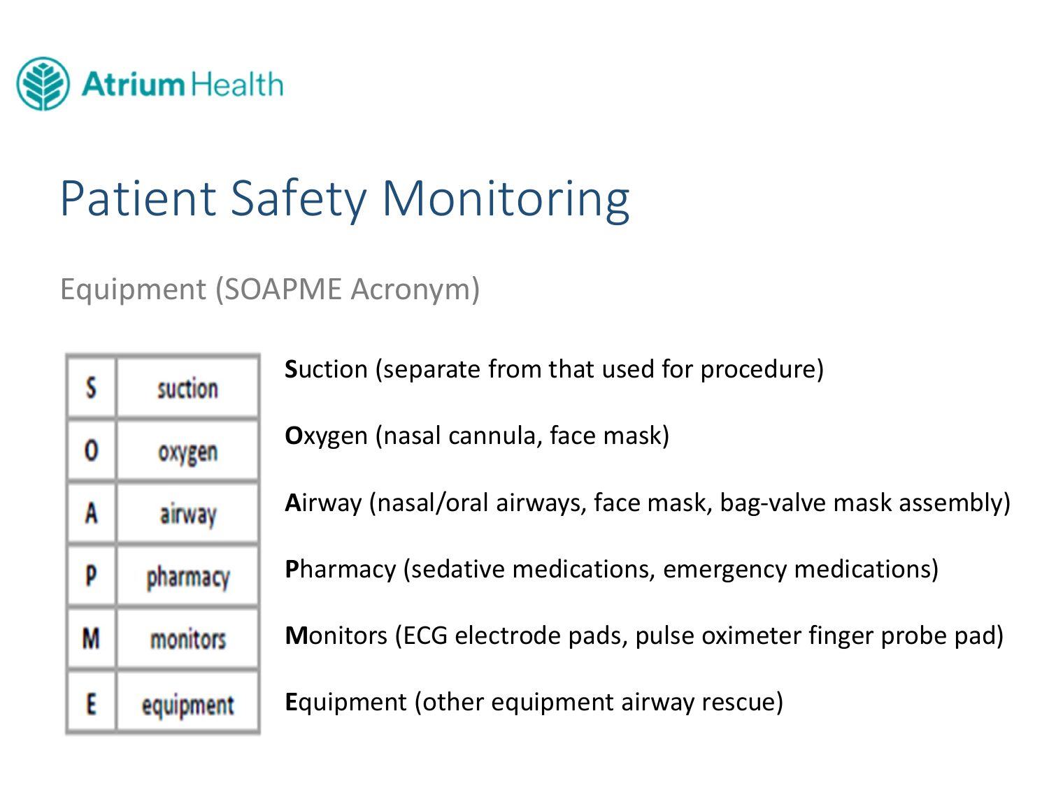# Patient Safety Monitoring

## Equipment (SOAPME Acronym)

| S | suction |
|---|---|
| O | oxygen |
| A | airway |
| P | pharmacy |
| M | monitors |
| E | equipment |

**S**uction (separate from that used for procedure)

**O**xygen (nasal cannula, face mask)

**A**irway (nasal/oral airways, face mask, bag-valve mask assembly)

**P**harmacy (sedative medications, emergency medications)

**M**onitors (ECG electrode pads, pulse oximeter finger probe pad)

**E**quipment (other equipment airway rescue)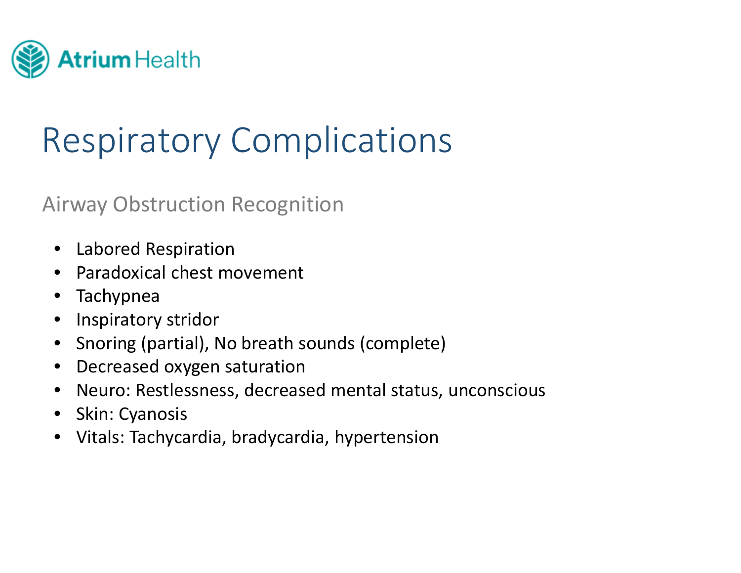# Respiratory Complications

## Airway Obstruction Recognition

- Labored Respiration
- Paradoxical chest movement
- Tachypnea
- Inspiratory stridor
- Snoring (partial), No breath sounds (complete)
- Decreased oxygen saturation
- Neuro: Restlessness, decreased mental status, unconscious
- Skin: Cyanosis
- Vitals: Tachycardia, bradycardia, hypertension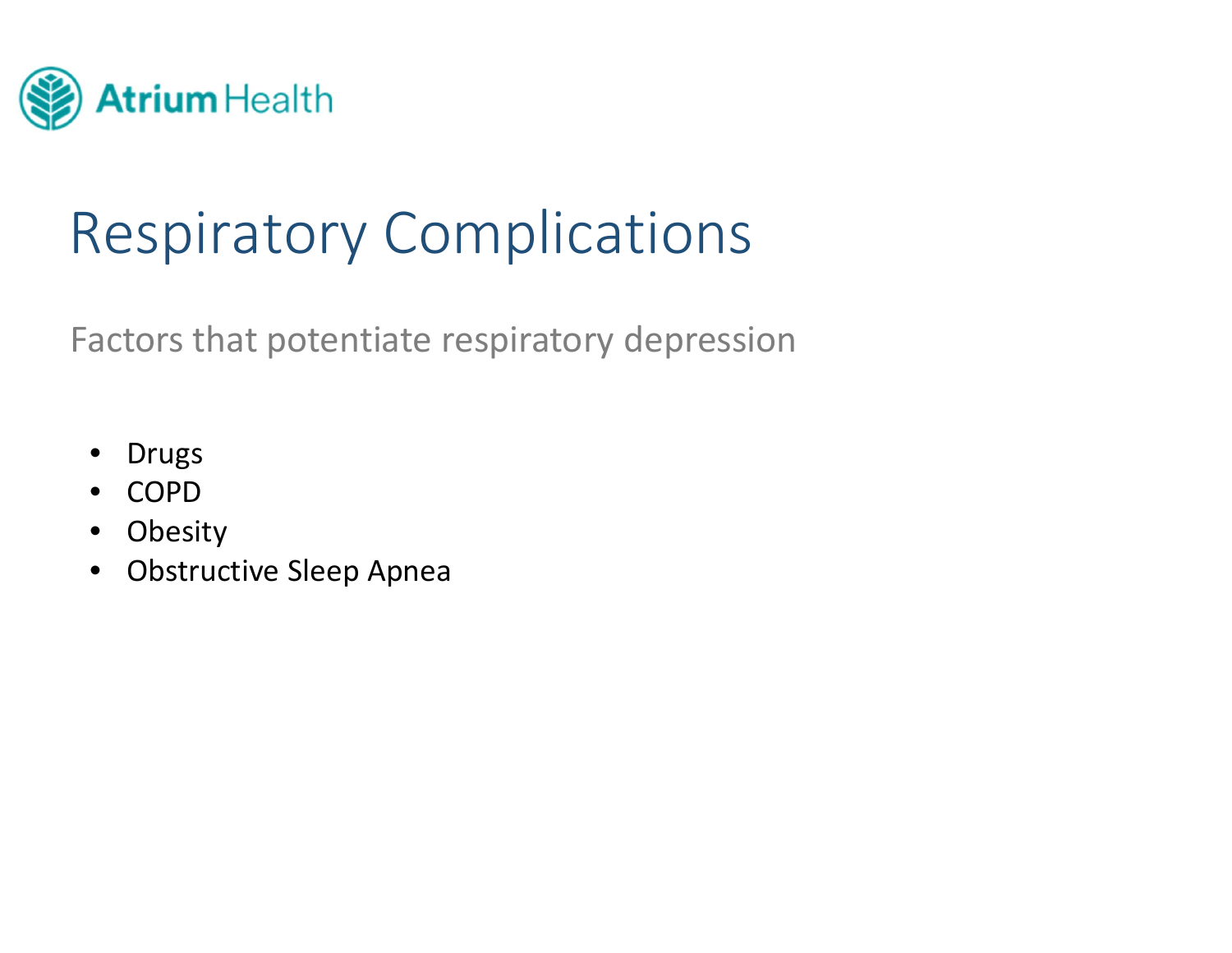# Respiratory Complications

## Factors that potentiate respiratory depression

- Drugs
- COPD
- Obesity
- Obstructive Sleep Apnea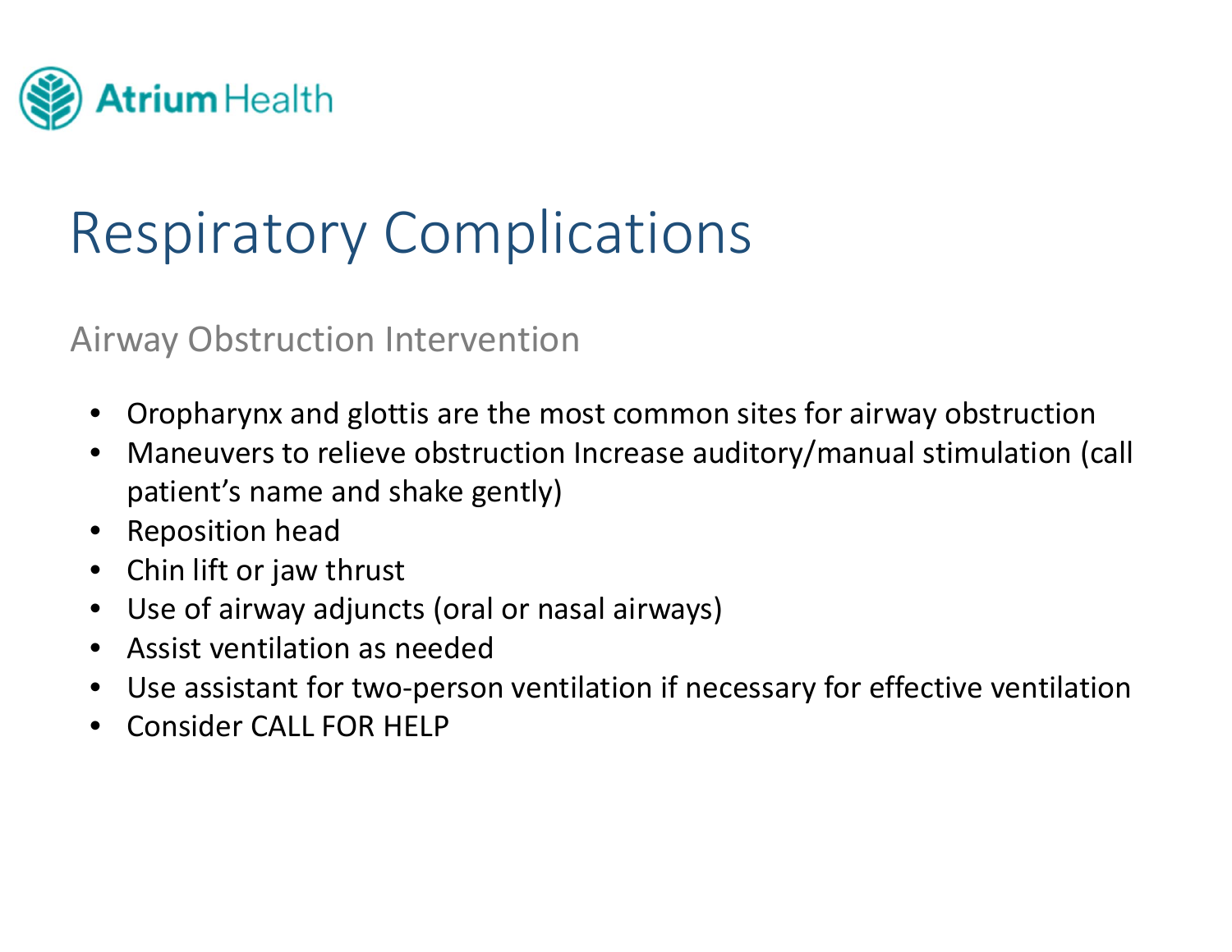# Respiratory Complications

## Airway Obstruction Intervention

- Oropharynx and glottis are the most common sites for airway obstruction
- Maneuvers to relieve obstruction Increase auditory/manual stimulation (call patient's name and shake gently)
- Reposition head
- Chin lift or jaw thrust
- Use of airway adjuncts (oral or nasal airways)
- Assist ventilation as needed
- Use assistant for two-person ventilation if necessary for effective ventilation
- Consider CALL FOR HELP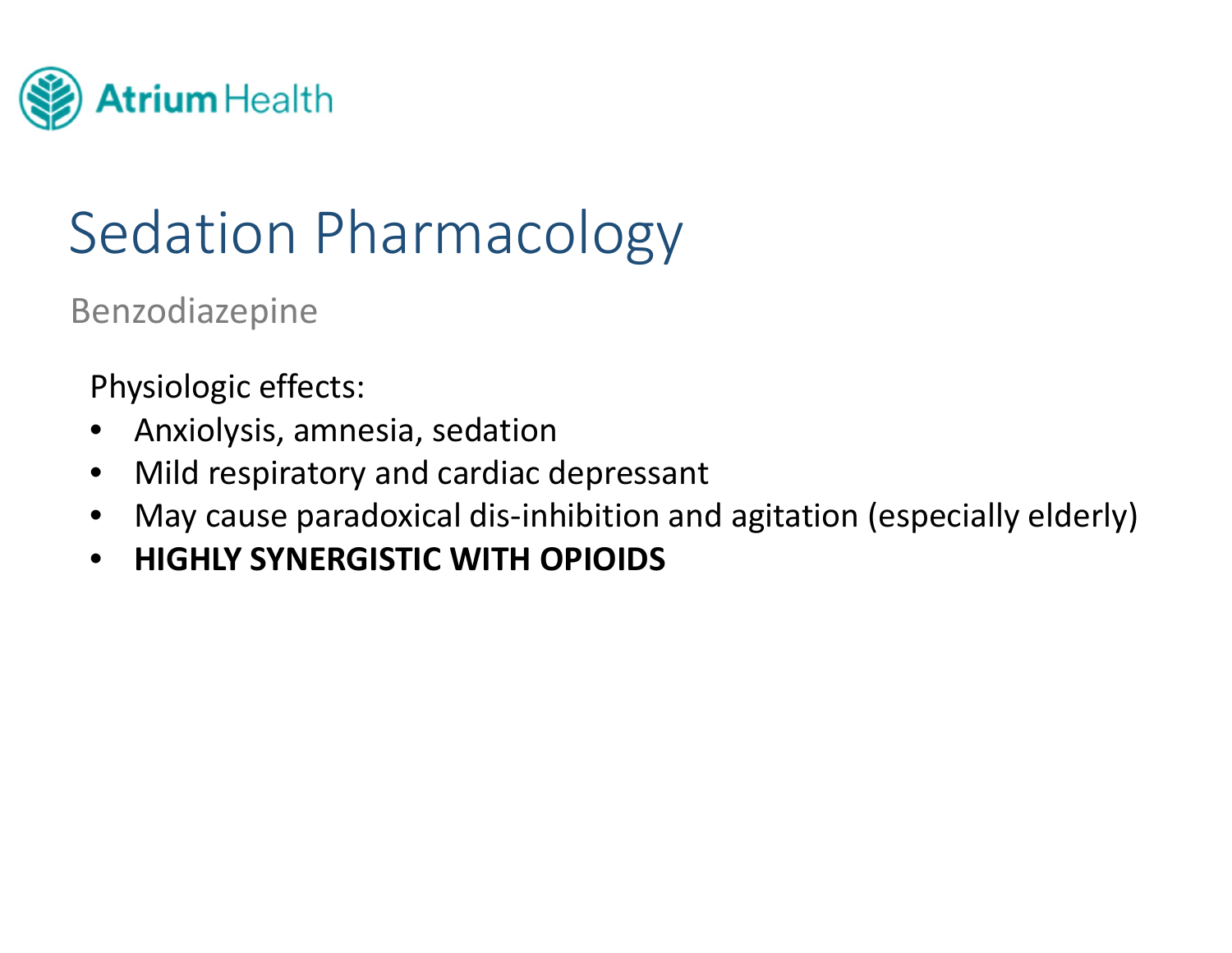# Sedation Pharmacology

## Benzodiazepine

Physiologic effects:

- Anxiolysis, amnesia, sedation
- Mild respiratory and cardiac depressant
- May cause paradoxical dis-inhibition and agitation (especially elderly)
- **HIGHLY SYNERGISTIC WITH OPIOIDS**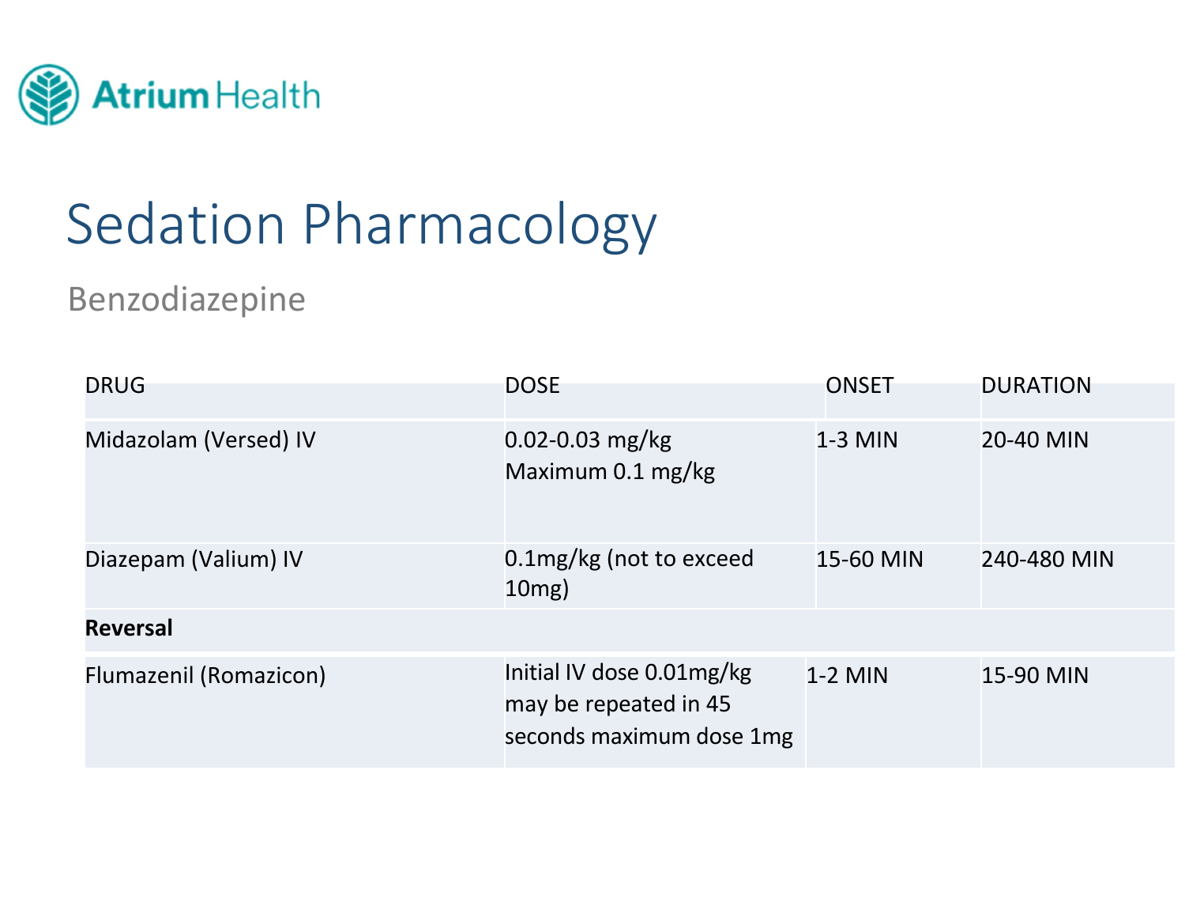# Sedation Pharmacology

## Benzodiazepine

| DRUG | DOSE | ONSET | DURATION |
|---|---|---|---|
| Midazolam (Versed) IV | 0.02-0.03 mg/kg<br>Maximum 0.1 mg/kg | 1-3 MIN | 20-40 MIN |
| Diazepam (Valium) IV | 0.1mg/kg (not to exceed 10mg) | 15-60 MIN | 240-480 MIN |
| **Reversal** | | | |
| Flumazenil (Romazicon) | Initial IV dose 0.01mg/kg may be repeated in 45 seconds maximum dose 1mg | 1-2 MIN | 15-90 MIN |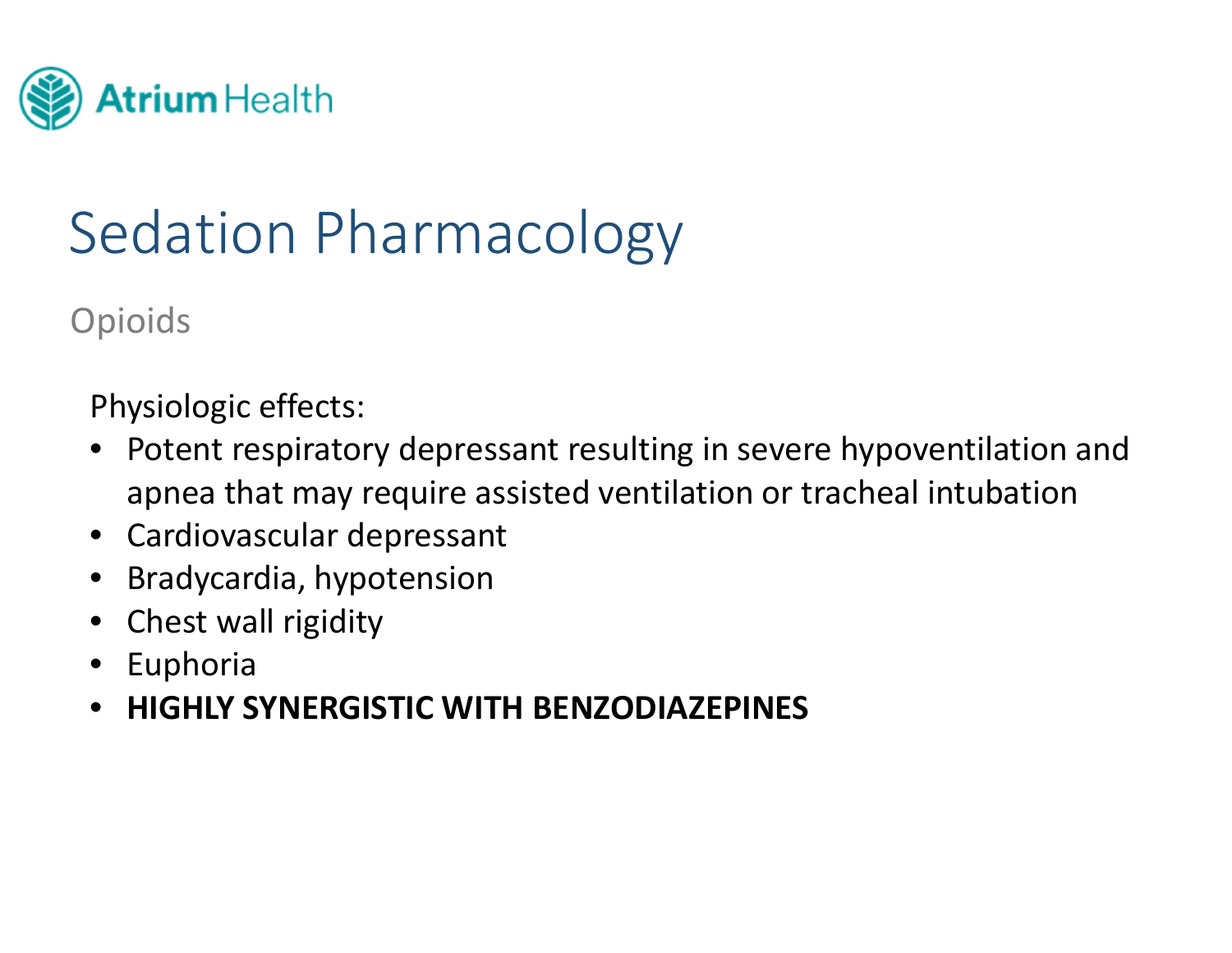# Sedation Pharmacology

## Opioids

Physiologic effects:

- Potent respiratory depressant resulting in severe hypoventilation and apnea that may require assisted ventilation or tracheal intubation
- Cardiovascular depressant
- Bradycardia, hypotension
- Chest wall rigidity
- Euphoria
- **HIGHLY SYNERGISTIC WITH BENZODIAZEPINES**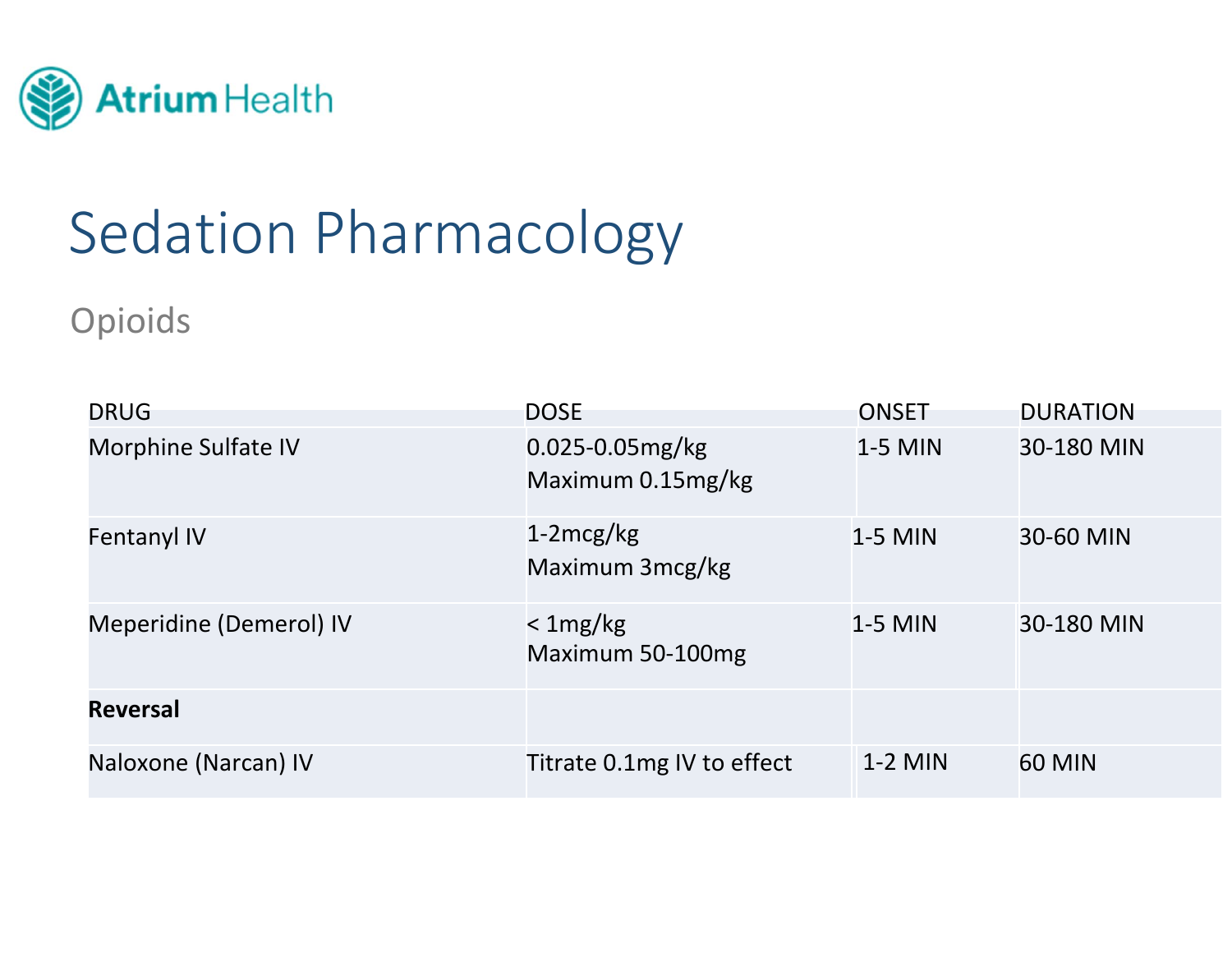# Sedation Pharmacology

## Opioids

| DRUG | DOSE | ONSET | DURATION |
|---|---|---|---|
| Morphine Sulfate IV | 0.025-0.05mg/kg<br>Maximum 0.15mg/kg | 1-5 MIN | 30-180 MIN |
| Fentanyl IV | 1-2mcg/kg<br>Maximum 3mcg/kg | 1-5 MIN | 30-60 MIN |
| Meperidine (Demerol) IV | < 1mg/kg<br>Maximum 50-100mg | 1-5 MIN | 30-180 MIN |
| **Reversal** | | | |
| Naloxone (Narcan) IV | Titrate 0.1mg IV to effect | 1-2 MIN | 60 MIN |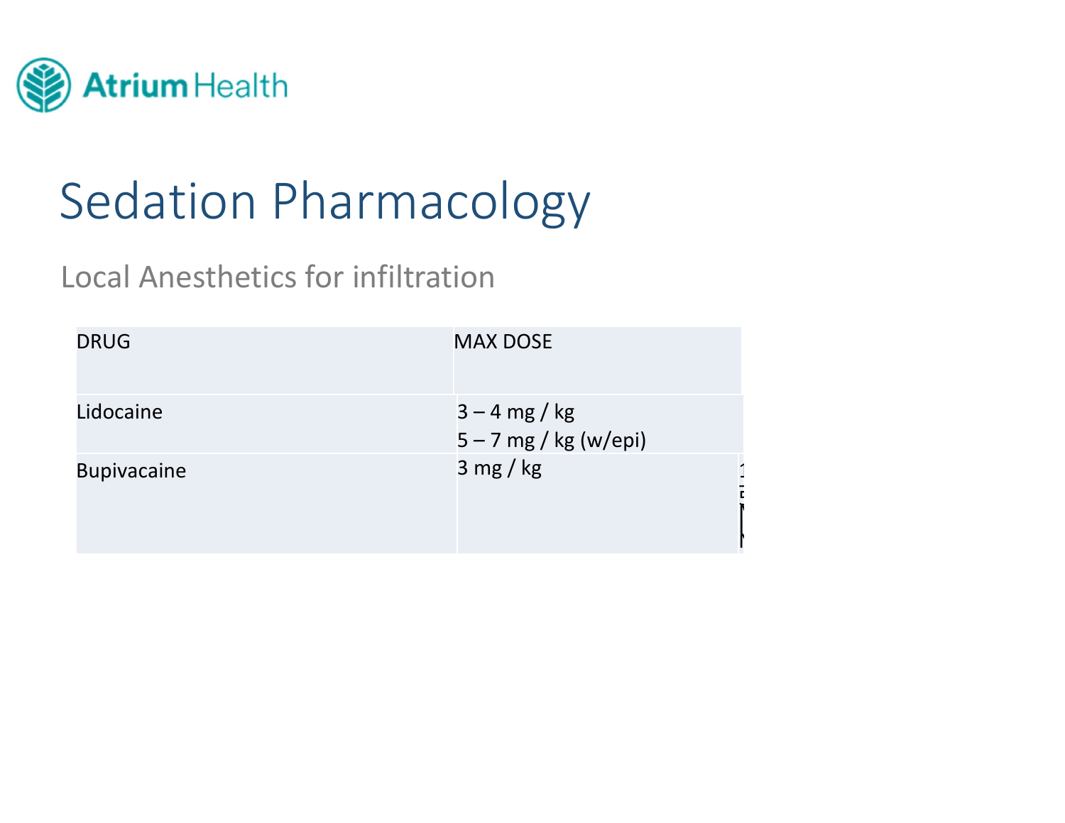# Sedation Pharmacology

## Local Anesthetics for infiltration

| DRUG | MAX DOSE |
| --- | --- |
| Lidocaine | 3 – 4 mg / kg<br>5 – 7 mg / kg (w/epi) |
| Bupivacaine | 3 mg / kg |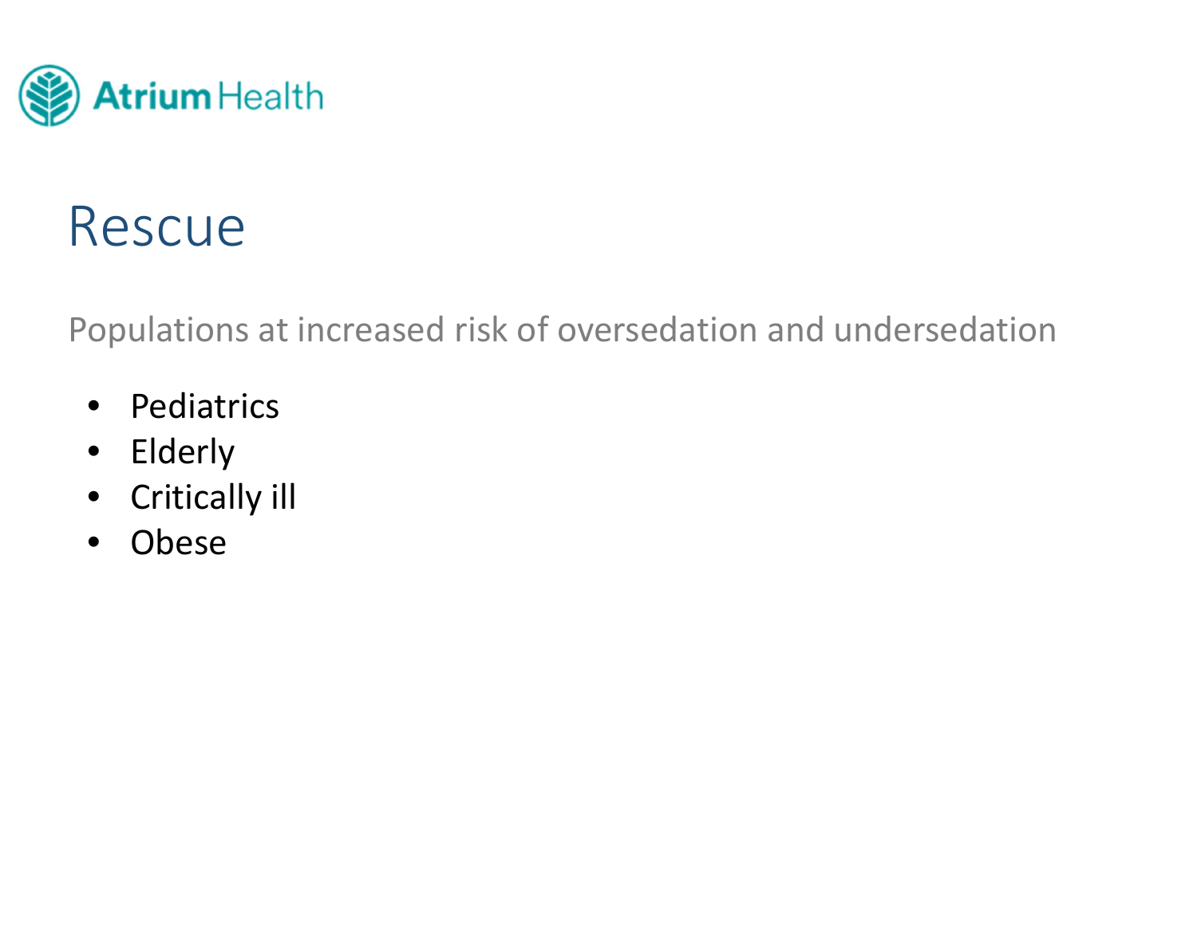# Rescue

Populations at increased risk of oversedation and undersedation

- Pediatrics
- Elderly
- Critically ill
- Obese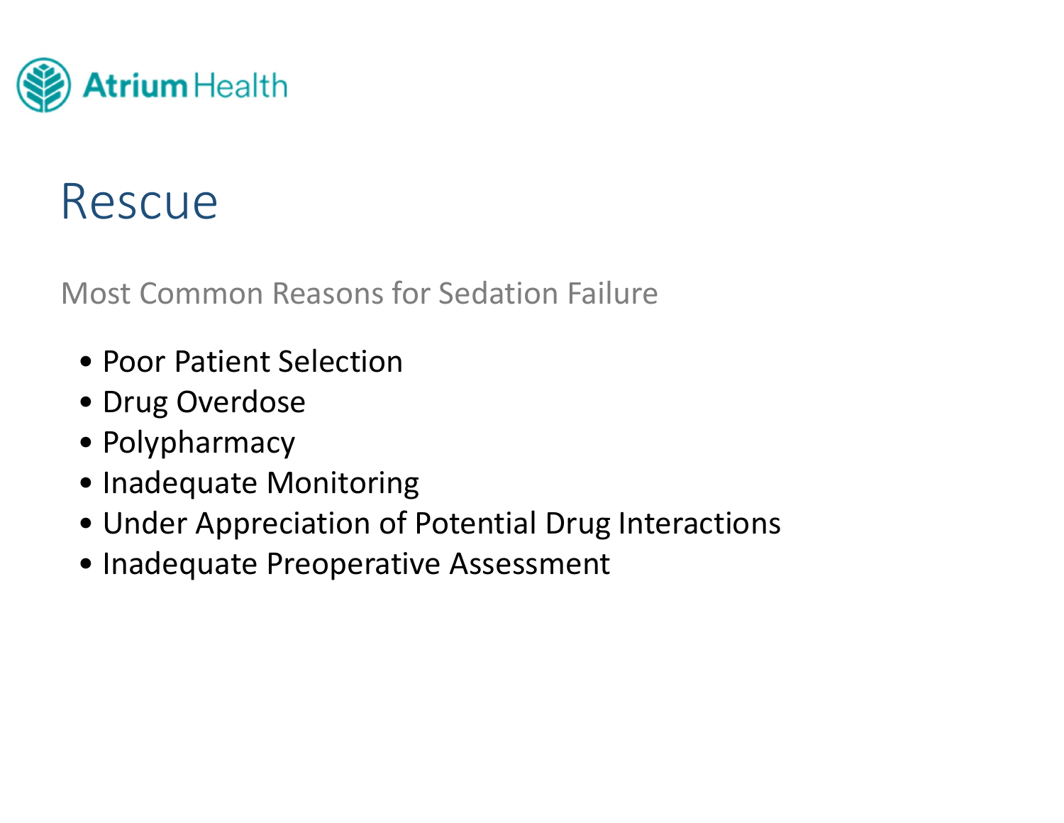# Rescue

Most Common Reasons for Sedation Failure

- Poor Patient Selection
- Drug Overdose
- Polypharmacy
- Inadequate Monitoring
- Under Appreciation of Potential Drug Interactions
- Inadequate Preoperative Assessment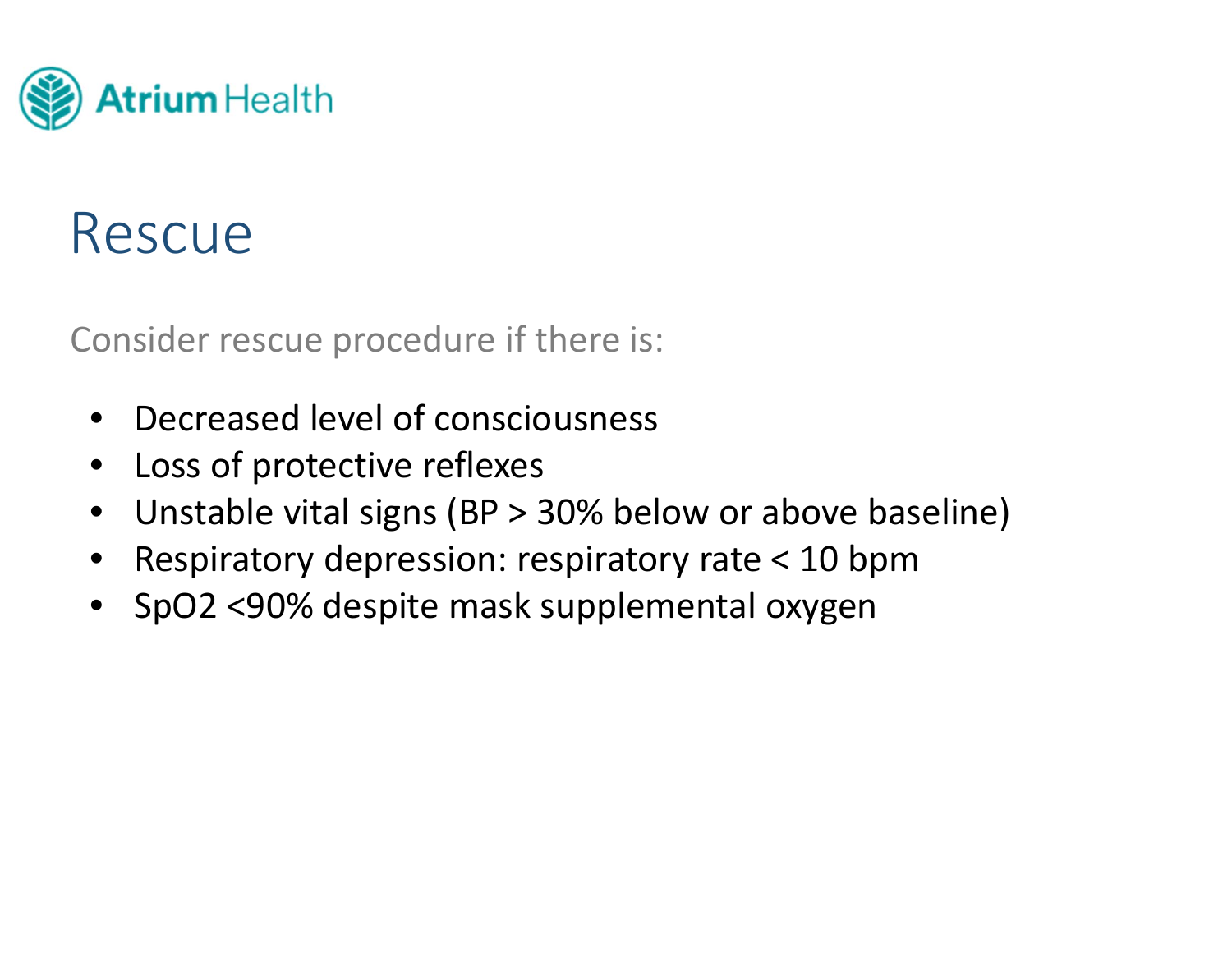# Rescue

Consider rescue procedure if there is:

- Decreased level of consciousness
- Loss of protective reflexes
- Unstable vital signs (BP > 30% below or above baseline)
- Respiratory depression: respiratory rate < 10 bpm
- $SpO_2$ <90% despite mask supplemental oxygen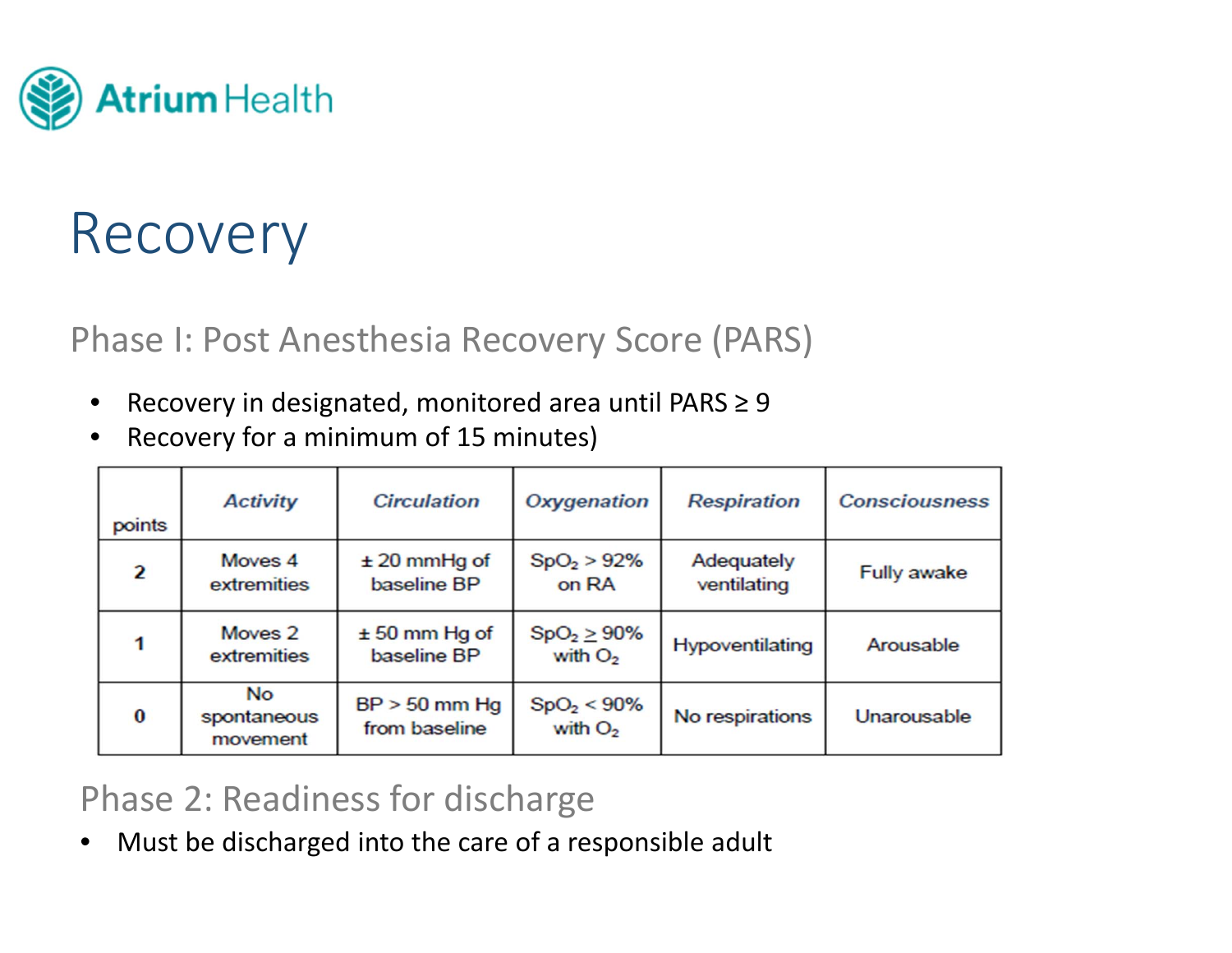Atrium Health

# Recovery

## Phase I: Post Anesthesia Recovery Score (PARS)

- Recovery in designated, monitored area until PARS ≥ 9
- Recovery for a minimum of 15 minutes)

| points | *Activity* | *Circulation* | *Oxygenation* | *Respiration* | *Consciousness* |
|---|---|---|---|---|---|
| 2 | Moves 4 extremities | ± 20 mmHg of baseline BP | $SpO_2$ > 92% on RA | Adequately ventilating | Fully awake |
| 1 | Moves 2 extremities | ± 50 mm Hg of baseline BP | $SpO_2$ ≥ 90% with $O_2$ | Hypoventilating | Arousable |
| 0 | No spontaneous movement | BP > 50 mm Hg from baseline | $SpO_2$ < 90% with $O_2$ | No respirations | Unarousable |

## Phase 2: Readiness for discharge

- Must be discharged into the care of a responsible adult